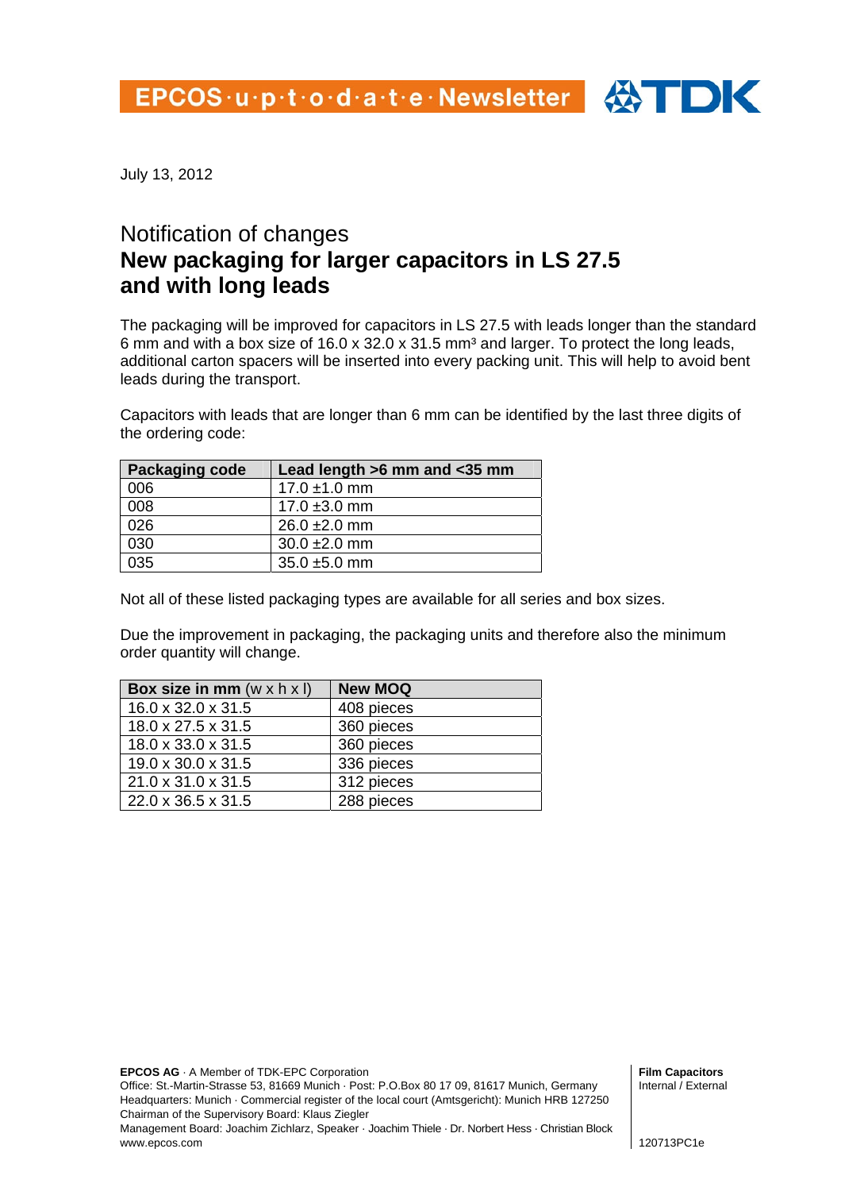EPCOS·u·p·t·o·d·a·t·e·Newsletter

July 13, 2012

# Notification of changes
# New packaging for larger capacitors in LS 27.5 and with long leads

The packaging will be improved for capacitors in LS 27.5 with leads longer than the standard 6 mm and with a box size of 16.0 x 32.0 x 31.5 mm³ and larger. To protect the long leads, additional carton spacers will be inserted into every packing unit. This will help to avoid bent leads during the transport.

Capacitors with leads that are longer than 6 mm can be identified by the last three digits of the ordering code:

| Packaging code | Lead length >6 mm and <35 mm |
|---|---|
| 006 | 17.0 ±1.0 mm |
| 008 | 17.0 ±3.0 mm |
| 026 | 26.0 ±2.0 mm |
| 030 | 30.0 ±2.0 mm |
| 035 | 35.0 ±5.0 mm |

Not all of these listed packaging types are available for all series and box sizes.

Due the improvement in packaging, the packaging units and therefore also the minimum order quantity will change.

| **Box size in mm** (w x h x l) | **New MOQ** |
|---|---|
| 16.0 x 32.0 x 31.5 | 408 pieces |
| 18.0 x 27.5 x 31.5 | 360 pieces |
| 18.0 x 33.0 x 31.5 | 360 pieces |
| 19.0 x 30.0 x 31.5 | 336 pieces |
| 21.0 x 31.0 x 31.5 | 312 pieces |
| 22.0 x 36.5 x 31.5 | 288 pieces |

**EPCOS AG** · A Member of TDK-EPC Corporation
Office: St.-Martin-Strasse 53, 81669 Munich · Post: P.O.Box 80 17 09, 81617 Munich, Germany
Headquarters: Munich · Commercial register of the local court (Amtsgericht): Munich HRB 127250
Chairman of the Supervisory Board: Klaus Ziegler
Management Board: Joachim Zichlarz, Speaker · Joachim Thiele · Dr. Norbert Hess · Christian Block
www.epcos.com

**Film Capacitors**
Internal / External

120713PC1e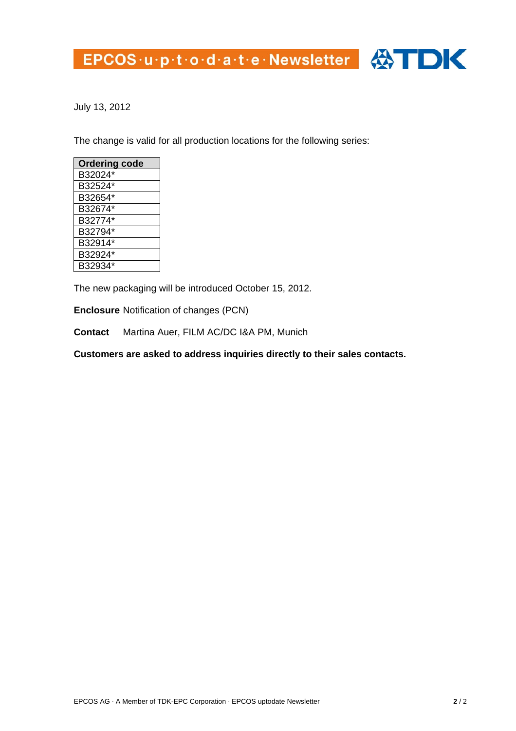July 13, 2012

The change is valid for all production locations for the following series:

| Ordering code |
|---|
| B32024* |
| B32524* |
| B32654* |
| B32674* |
| B32774* |
| B32794* |
| B32914* |
| B32924* |
| B32934* |

The new packaging will be introduced October 15, 2012.

**Enclosure** Notification of changes (PCN)

**Contact** Martina Auer, FILM AC/DC I&A PM, Munich

**Customers are asked to address inquiries directly to their sales contacts.**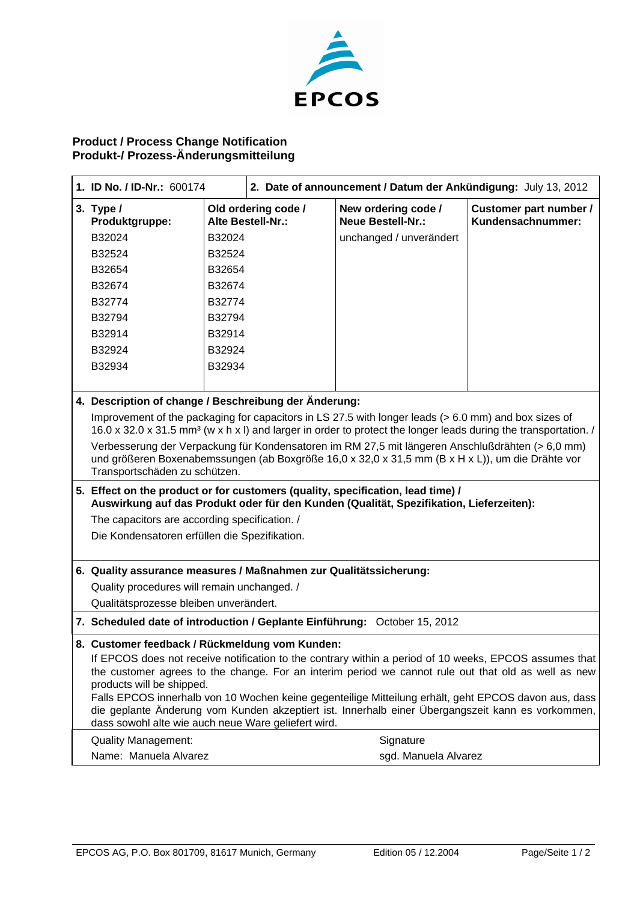EPCOS

## Product / Process Change Notification
## Produkt-/ Prozess-Änderungsmitteilung

| **1. ID No. / ID-Nr.:** 600174 | **2. Date of announcement / Datum der Ankündigung:** July 13, 2012 | | |
|---|---|---|---|
| **3. Type / Produktgruppe:** | **Old ordering code / Alte Bestell-Nr.:** | **New ordering code / Neue Bestell-Nr.:** | **Customer part number / Kundensachnummer:** |
| B32024 | B32024 | unchanged / unverändert | |
| B32524 | B32524 | | |
| B32654 | B32654 | | |
| B32674 | B32674 | | |
| B32774 | B32774 | | |
| B32794 | B32794 | | |
| B32914 | B32914 | | |
| B32924 | B32924 | | |
| B32934 | B32934 | | |

**4. Description of change / Beschreibung der Änderung:**

Improvement of the packaging for capacitors in LS 27.5 with longer leads (> 6.0 mm) and box sizes of 16.0 x 32.0 x 31.5 mm³ (w x h x l) and larger in order to protect the longer leads during the transportation. /

Verbesserung der Verpackung für Kondensatoren im RM 27,5 mit längeren Anschlußdrähten (> 6,0 mm) und größeren Boxenabemssungen (ab Boxgröße 16,0 x 32,0 x 31,5 mm (B x H x L)), um die Drähte vor Transportschäden zu schützen.

**5. Effect on the product or for customers (quality, specification, lead time) / Auswirkung auf das Produkt oder für den Kunden (Qualität, Spezifikation, Lieferzeiten):**

The capacitors are according specification. /

Die Kondensatoren erfüllen die Spezifikation.

**6. Quality assurance measures / Maßnahmen zur Qualitätssicherung:**

Quality procedures will remain unchanged. /

Qualitätsprozesse bleiben unverändert.

**7. Scheduled date of introduction / Geplante Einführung:** October 15, 2012

**8. Customer feedback / Rückmeldung vom Kunden:**

If EPCOS does not receive notification to the contrary within a period of 10 weeks, EPCOS assumes that the customer agrees to the change. For an interim period we cannot rule out that old as well as new products will be shipped.

Falls EPCOS innerhalb von 10 Wochen keine gegenteilige Mitteilung erhält, geht EPCOS davon aus, dass die geplante Änderung vom Kunden akzeptiert ist. Innerhalb einer Übergangszeit kann es vorkommen, dass sowohl alte wie auch neue Ware geliefert wird.

| Quality Management: | Signature |
|---|---|
| Name: Manuela Alvarez | sgd. Manuela Alvarez |

EPCOS AG, P.O. Box 801709, 81617 Munich, Germany — Edition 05 / 12.2004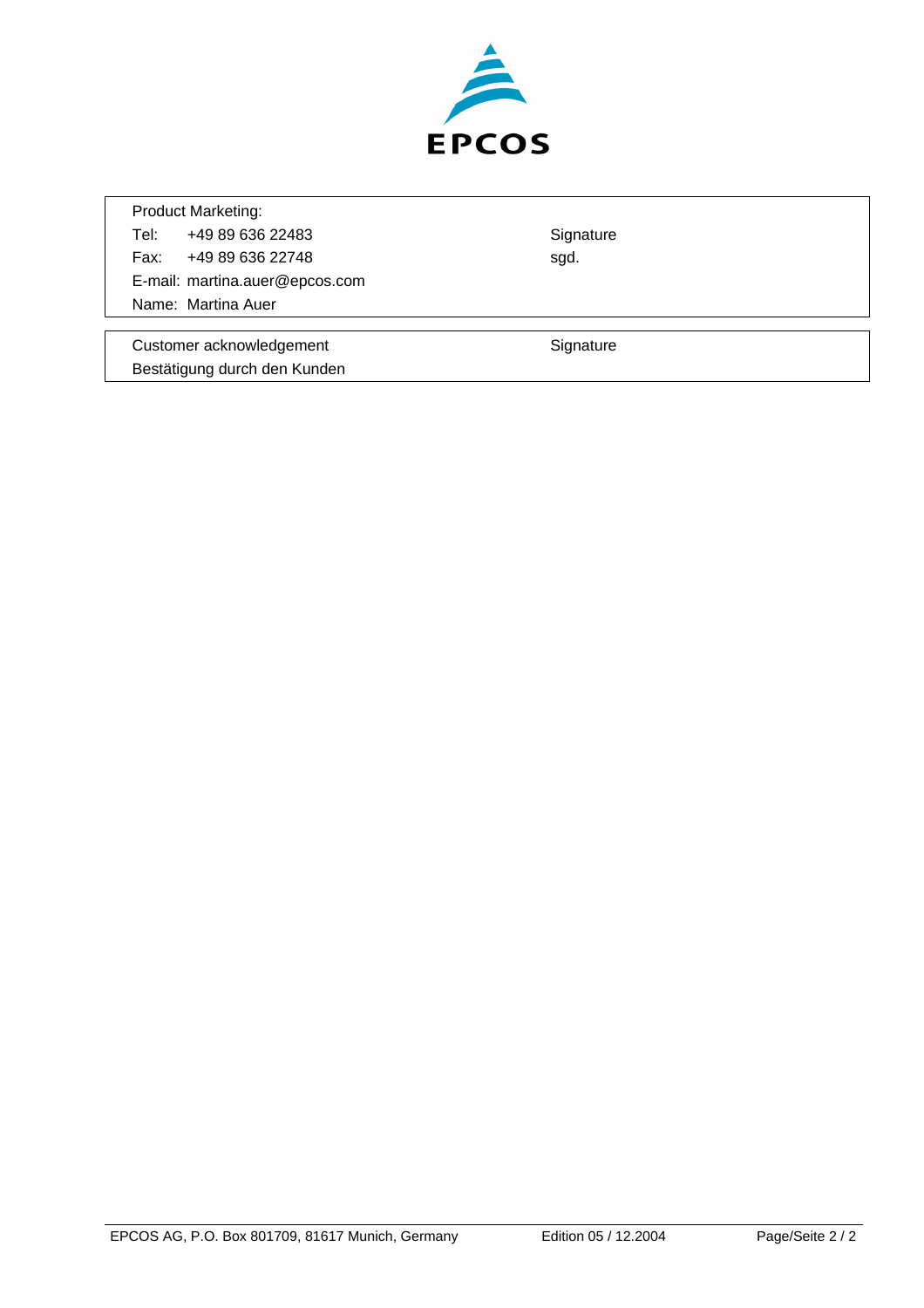EPCOS

| | |
|---|---|
| Product Marketing: | |
| Tel: +49 89 636 22483 | Signature |
| Fax: +49 89 636 22748 | sgd. |
| E-mail: martina.auer@epcos.com | |
| Name: Martina Auer | |

| | |
|---|---|
| Customer acknowledgement | Signature |
| Bestätigung durch den Kunden | |

EPCOS AG, P.O. Box 801709, 81617 Munich, Germany — Edition 05 / 12.2004